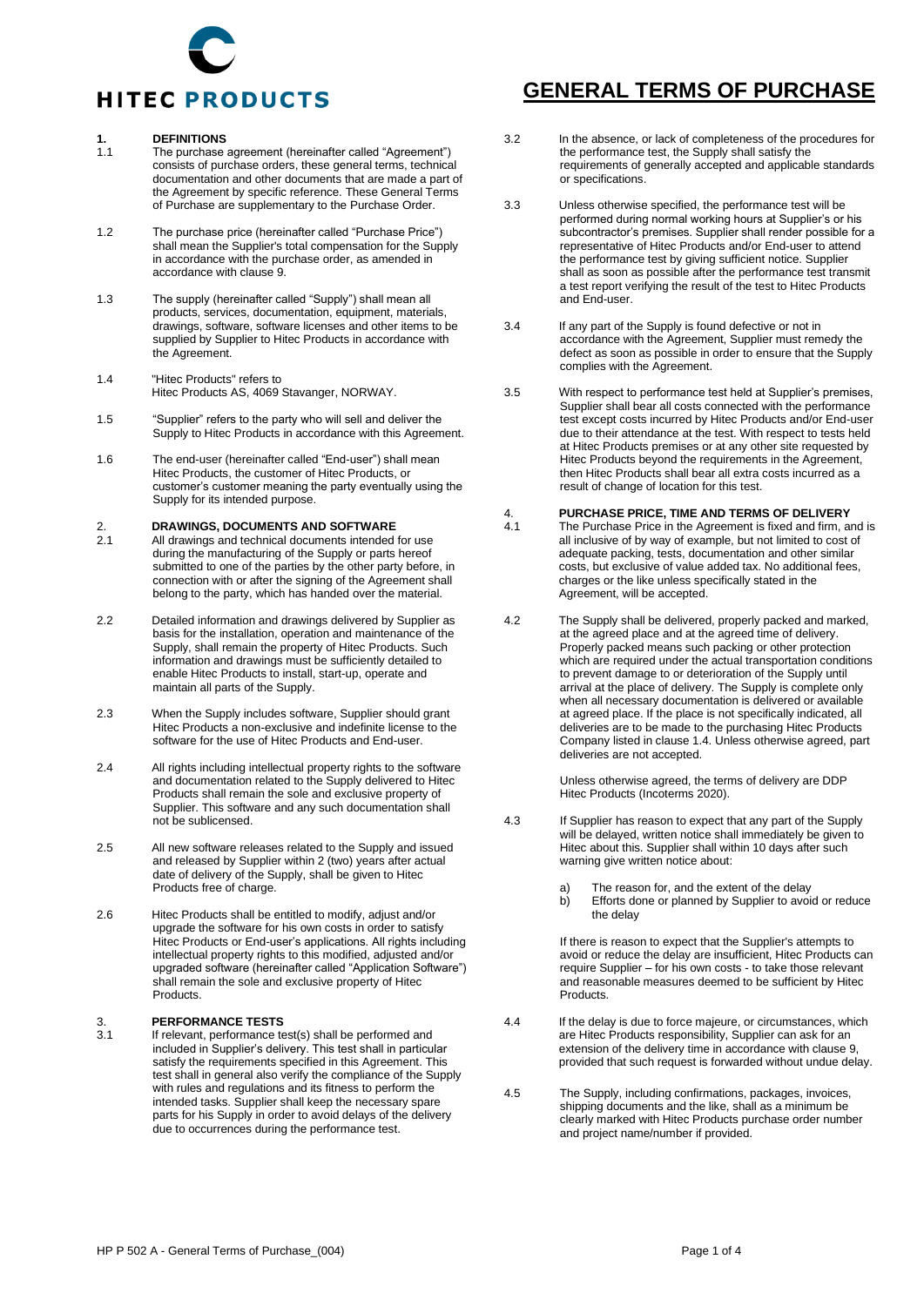# GENERAL TERMS OF PURCHASE

HITEC PRODUCTS

## 1. DEFINITIONS

1.1 The purchase agreement (hereinafter called "Agreement") consists of purchase orders, these general terms, technical documentation and other documents that are made a part of the Agreement by specific reference. These General Terms of Purchase are supplementary to the Purchase Order.

1.2 The purchase price (hereinafter called "Purchase Price") shall mean the Supplier's total compensation for the Supply in accordance with the purchase order, as amended in accordance with clause 9.

1.3 The supply (hereinafter called "Supply") shall mean all products, services, documentation, equipment, materials, drawings, software, software licenses and other items to be supplied by Supplier to Hitec Products in accordance with the Agreement.

1.4 "Hitec Products" refers to Hitec Products AS, 4069 Stavanger, NORWAY.

1.5 "Supplier" refers to the party who will sell and deliver the Supply to Hitec Products in accordance with this Agreement.

1.6 The end-user (hereinafter called "End-user") shall mean Hitec Products, the customer of Hitec Products, or customer's customer meaning the party eventually using the Supply for its intended purpose.

## 2. DRAWINGS, DOCUMENTS AND SOFTWARE

2.1 All drawings and technical documents intended for use during the manufacturing of the Supply or parts hereof submitted to one of the parties by the other party before, in connection with or after the signing of the Agreement shall belong to the party, which has handed over the material.

2.2 Detailed information and drawings delivered by Supplier as basis for the installation, operation and maintenance of the Supply, shall remain the property of Hitec Products. Such information and drawings must be sufficiently detailed to enable Hitec Products to install, start-up, operate and maintain all parts of the Supply.

2.3 When the Supply includes software, Supplier should grant Hitec Products a non-exclusive and indefinite license to the software for the use of Hitec Products and End-user.

2.4 All rights including intellectual property rights to the software and documentation related to the Supply delivered to Hitec Products shall remain the sole and exclusive property of Supplier. This software and any such documentation shall not be sublicensed.

2.5 All new software releases related to the Supply and issued and released by Supplier within 2 (two) years after actual date of delivery of the Supply, shall be given to Hitec Products free of charge.

2.6 Hitec Products shall be entitled to modify, adjust and/or upgrade the software for his own costs in order to satisfy Hitec Products or End-user's applications. All rights including intellectual property rights to this modified, adjusted and/or upgraded software (hereinafter called "Application Software") shall remain the sole and exclusive property of Hitec Products.

## 3. PERFORMANCE TESTS

3.1 If relevant, performance test(s) shall be performed and included in Supplier's delivery. This test shall in particular satisfy the requirements specified in this Agreement. This test shall in general also verify the compliance of the Supply with rules and regulations and its fitness to perform the intended tasks. Supplier shall keep the necessary spare parts for his Supply in order to avoid delays of the delivery due to occurrences during the performance test.

3.2 In the absence, or lack of completeness of the procedures for the performance test, the Supply shall satisfy the requirements of generally accepted and applicable standards or specifications.

3.3 Unless otherwise specified, the performance test will be performed during normal working hours at Supplier's or his subcontractor's premises. Supplier shall render possible for a representative of Hitec Products and/or End-user to attend the performance test by giving sufficient notice. Supplier shall as soon as possible after the performance test transmit a test report verifying the result of the test to Hitec Products and End-user.

3.4 If any part of the Supply is found defective or not in accordance with the Agreement, Supplier must remedy the defect as soon as possible in order to ensure that the Supply complies with the Agreement.

3.5 With respect to performance test held at Supplier's premises, Supplier shall bear all costs connected with the performance test except costs incurred by Hitec Products and/or End-user due to their attendance at the test. With respect to tests held at Hitec Products premises or at any other site requested by Hitec Products beyond the requirements in the Agreement, then Hitec Products shall bear all extra costs incurred as a result of change of location for this test.

## 4. PURCHASE PRICE, TIME AND TERMS OF DELIVERY

4.1 The Purchase Price in the Agreement is fixed and firm, and is all inclusive of by way of example, but not limited to cost of adequate packing, tests, documentation and other similar costs, but exclusive of value added tax. No additional fees, charges or the like unless specifically stated in the Agreement, will be accepted.

4.2 The Supply shall be delivered, properly packed and marked, at the agreed place and at the agreed time of delivery. Properly packed means such packing or other protection which are required under the actual transportation conditions to prevent damage to or deterioration of the Supply until arrival at the place of delivery. The Supply is complete only when all necessary documentation is delivered or available at agreed place. If the place is not specifically indicated, all deliveries are to be made to the purchasing Hitec Products Company listed in clause 1.4. Unless otherwise agreed, part deliveries are not accepted.

Unless otherwise agreed, the terms of delivery are DDP Hitec Products (Incoterms 2020).

4.3 If Supplier has reason to expect that any part of the Supply will be delayed, written notice shall immediately be given to Hitec about this. Supplier shall within 10 days after such warning give written notice about:

a) The reason for, and the extent of the delay
b) Efforts done or planned by Supplier to avoid or reduce the delay

If there is reason to expect that the Supplier's attempts to avoid or reduce the delay are insufficient, Hitec Products can require Supplier – for his own costs - to take those relevant and reasonable measures deemed to be sufficient by Hitec Products.

4.4 If the delay is due to force majeure, or circumstances, which are Hitec Products responsibility, Supplier can ask for an extension of the delivery time in accordance with clause 9, provided that such request is forwarded without undue delay.

4.5 The Supply, including confirmations, packages, invoices, shipping documents and the like, shall as a minimum be clearly marked with Hitec Products purchase order number and project name/number if provided.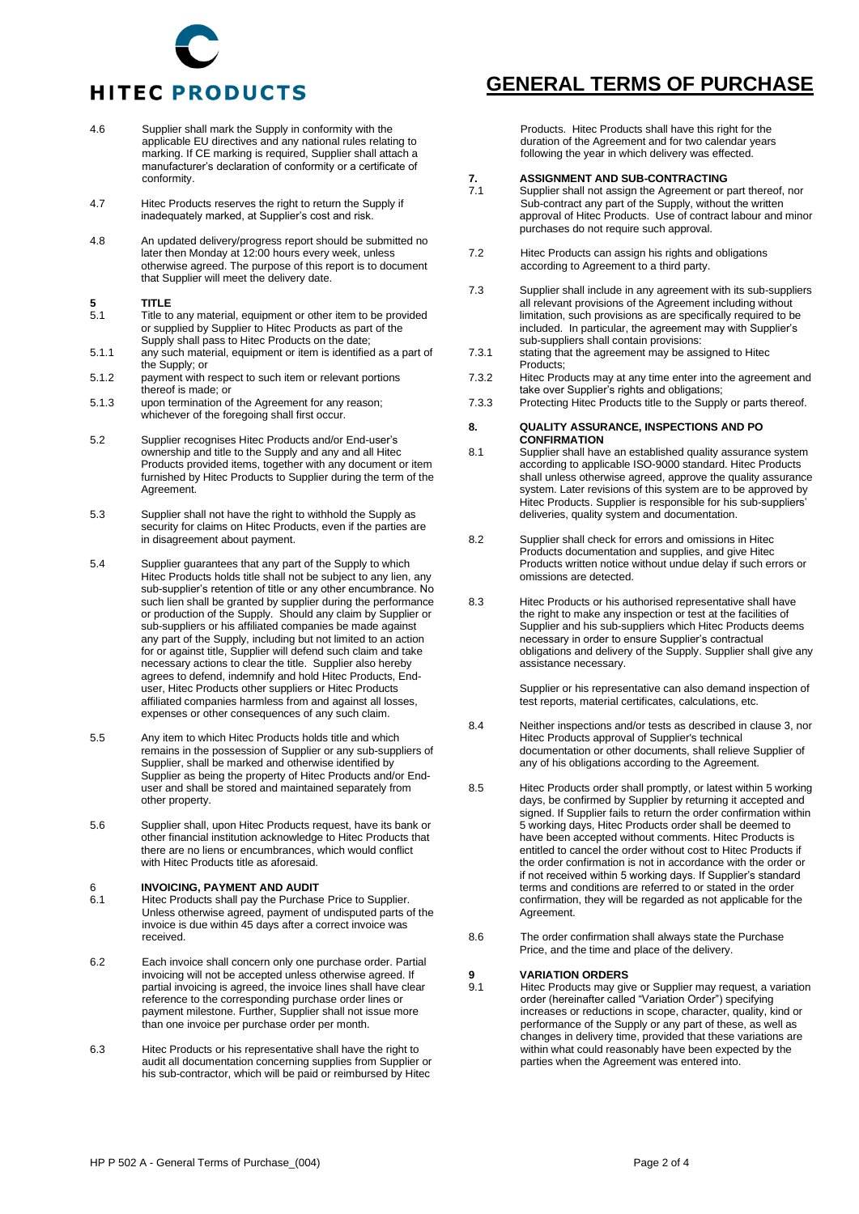4.6 Supplier shall mark the Supply in conformity with the applicable EU directives and any national rules relating to marking. If CE marking is required, Supplier shall attach a manufacturer's declaration of conformity or a certificate of conformity.

4.7 Hitec Products reserves the right to return the Supply if inadequately marked, at Supplier's cost and risk.

4.8 An updated delivery/progress report should be submitted no later then Monday at 12:00 hours every week, unless otherwise agreed. The purpose of this report is to document that Supplier will meet the delivery date.

## 5 TITLE

5.1 Title to any material, equipment or other item to be provided or supplied by Supplier to Hitec Products as part of the Supply shall pass to Hitec Products on the date;

5.1.1 any such material, equipment or item is identified as a part of the Supply; or

5.1.2 payment with respect to such item or relevant portions thereof is made; or

5.1.3 upon termination of the Agreement for any reason; whichever of the foregoing shall first occur.

5.2 Supplier recognises Hitec Products and/or End-user's ownership and title to the Supply and any and all Hitec Products provided items, together with any document or item furnished by Hitec Products to Supplier during the term of the Agreement.

5.3 Supplier shall not have the right to withhold the Supply as security for claims on Hitec Products, even if the parties are in disagreement about payment.

5.4 Supplier guarantees that any part of the Supply to which Hitec Products holds title shall not be subject to any lien, any sub-supplier's retention of title or any other encumbrance. No such lien shall be granted by supplier during the performance or production of the Supply. Should any claim by Supplier or sub-suppliers or his affiliated companies be made against any part of the Supply, including but not limited to an action for or against title, Supplier will defend such claim and take necessary actions to clear the title. Supplier also hereby agrees to defend, indemnify and hold Hitec Products, End-user, Hitec Products other suppliers or Hitec Products affiliated companies harmless from and against all losses, expenses or other consequences of any such claim.

5.5 Any item to which Hitec Products holds title and which remains in the possession of Supplier or any sub-suppliers of Supplier, shall be marked and otherwise identified by Supplier as being the property of Hitec Products and/or End-user and shall be stored and maintained separately from other property.

5.6 Supplier shall, upon Hitec Products request, have its bank or other financial institution acknowledge to Hitec Products that there are no liens or encumbrances, which would conflict with Hitec Products title as aforesaid.

## 6 INVOICING, PAYMENT AND AUDIT

6.1 Hitec Products shall pay the Purchase Price to Supplier. Unless otherwise agreed, payment of undisputed parts of the invoice is due within 45 days after a correct invoice was received.

6.2 Each invoice shall concern only one purchase order. Partial invoicing will not be accepted unless otherwise agreed. If partial invoicing is agreed, the invoice lines shall have clear reference to the corresponding purchase order lines or payment milestone. Further, Supplier shall not issue more than one invoice per purchase order per month.

6.3 Hitec Products or his representative shall have the right to audit all documentation concerning supplies from Supplier or his sub-contractor, which will be paid or reimbursed by Hitec Products. Hitec Products shall have this right for the duration of the Agreement and for two calendar years following the year in which delivery was effected.

## 7. ASSIGNMENT AND SUB-CONTRACTING

7.1 Supplier shall not assign the Agreement or part thereof, nor Sub-contract any part of the Supply, without the written approval of Hitec Products. Use of contract labour and minor purchases do not require such approval.

7.2 Hitec Products can assign his rights and obligations according to Agreement to a third party.

7.3 Supplier shall include in any agreement with its sub-suppliers all relevant provisions of the Agreement including without limitation, such provisions as are specifically required to be included. In particular, the agreement may with Supplier's sub-suppliers shall contain provisions:

7.3.1 stating that the agreement may be assigned to Hitec Products;

7.3.2 Hitec Products may at any time enter into the agreement and take over Supplier's rights and obligations;

7.3.3 Protecting Hitec Products title to the Supply or parts thereof.

## 8. QUALITY ASSURANCE, INSPECTIONS AND PO CONFIRMATION

8.1 Supplier shall have an established quality assurance system according to applicable ISO-9000 standard. Hitec Products shall unless otherwise agreed, approve the quality assurance system. Later revisions of this system are to be approved by Hitec Products. Supplier is responsible for his sub-suppliers' deliveries, quality system and documentation.

8.2 Supplier shall check for errors and omissions in Hitec Products documentation and supplies, and give Hitec Products written notice without undue delay if such errors or omissions are detected.

8.3 Hitec Products or his authorised representative shall have the right to make any inspection or test at the facilities of Supplier and his sub-suppliers which Hitec Products deems necessary in order to ensure Supplier's contractual obligations and delivery of the Supply. Supplier shall give any assistance necessary.

Supplier or his representative can also demand inspection of test reports, material certificates, calculations, etc.

8.4 Neither inspections and/or tests as described in clause 3, nor Hitec Products approval of Supplier's technical documentation or other documents, shall relieve Supplier of any of his obligations according to the Agreement.

8.5 Hitec Products order shall promptly, or latest within 5 working days, be confirmed by Supplier by returning it accepted and signed. If Supplier fails to return the order confirmation within 5 working days, Hitec Products order shall be deemed to have been accepted without comments. Hitec Products is entitled to cancel the order without cost to Hitec Products if the order confirmation is not in accordance with the order or if not received within 5 working days. If Supplier's standard terms and conditions are referred to or stated in the order confirmation, they will be regarded as not applicable for the Agreement.

8.6 The order confirmation shall always state the Purchase Price, and the time and place of the delivery.

## 9 VARIATION ORDERS

9.1 Hitec Products may give or Supplier may request, a variation order (hereinafter called "Variation Order") specifying increases or reductions in scope, character, quality, kind or performance of the Supply or any part of these, as well as changes in delivery time, provided that these variations are within what could reasonably have been expected by the parties when the Agreement was entered into.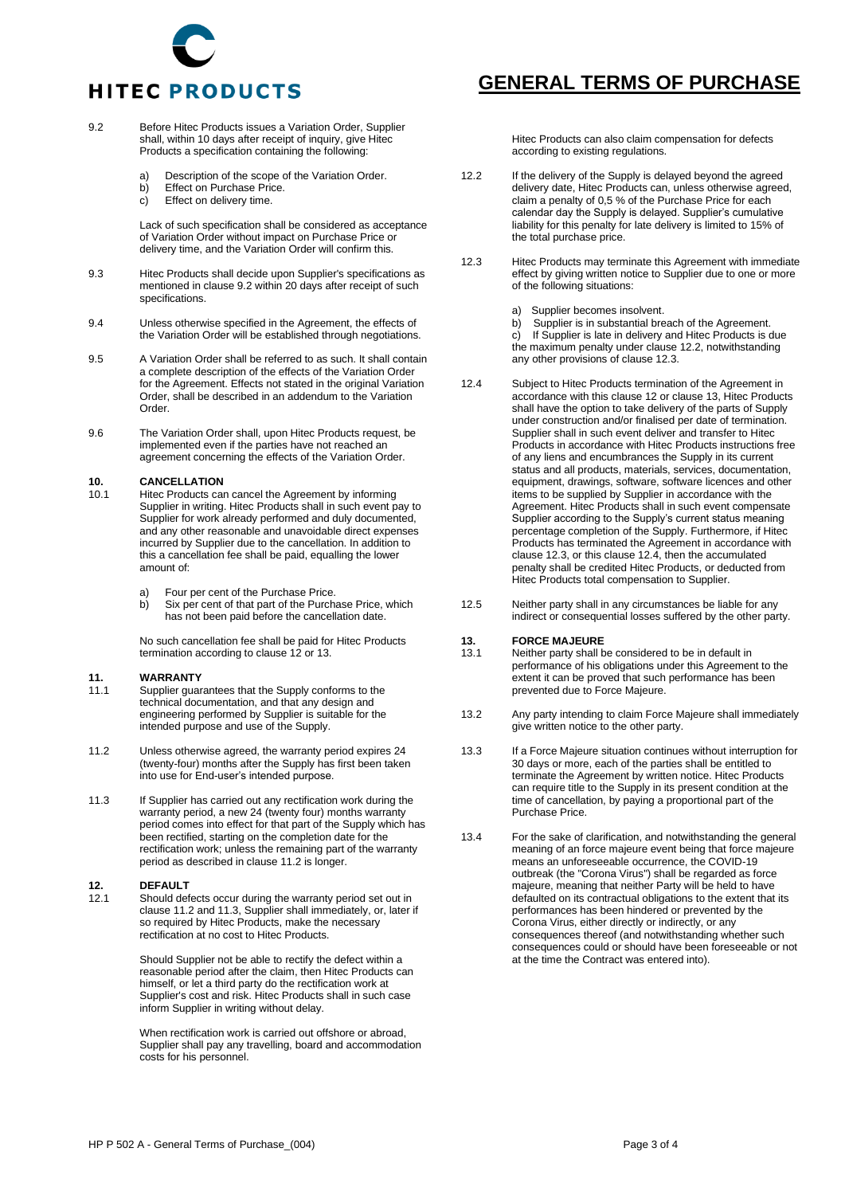9.2 Before Hitec Products issues a Variation Order, Supplier shall, within 10 days after receipt of inquiry, give Hitec Products a specification containing the following:

a) Description of the scope of the Variation Order.
b) Effect on Purchase Price.
c) Effect on delivery time.

Lack of such specification shall be considered as acceptance of Variation Order without impact on Purchase Price or delivery time, and the Variation Order will confirm this.

9.3 Hitec Products shall decide upon Supplier's specifications as mentioned in clause 9.2 within 20 days after receipt of such specifications.

9.4 Unless otherwise specified in the Agreement, the effects of the Variation Order will be established through negotiations.

9.5 A Variation Order shall be referred to as such. It shall contain a complete description of the effects of the Variation Order for the Agreement. Effects not stated in the original Variation Order, shall be described in an addendum to the Variation Order.

9.6 The Variation Order shall, upon Hitec Products request, be implemented even if the parties have not reached an agreement concerning the effects of the Variation Order.

## 10. CANCELLATION

10.1 Hitec Products can cancel the Agreement by informing Supplier in writing. Hitec Products shall in such event pay to Supplier for work already performed and duly documented, and any other reasonable and unavoidable direct expenses incurred by Supplier due to the cancellation. In addition to this a cancellation fee shall be paid, equalling the lower amount of:

a) Four per cent of the Purchase Price.
b) Six per cent of that part of the Purchase Price, which has not been paid before the cancellation date.

No such cancellation fee shall be paid for Hitec Products termination according to clause 12 or 13.

## 11. WARRANTY

11.1 Supplier guarantees that the Supply conforms to the technical documentation, and that any design and engineering performed by Supplier is suitable for the intended purpose and use of the Supply.

11.2 Unless otherwise agreed, the warranty period expires 24 (twenty-four) months after the Supply has first been taken into use for End-user's intended purpose.

11.3 If Supplier has carried out any rectification work during the warranty period, a new 24 (twenty four) months warranty period comes into effect for that part of the Supply which has been rectified, starting on the completion date for the rectification work; unless the remaining part of the warranty period as described in clause 11.2 is longer.

## 12. DEFAULT

12.1 Should defects occur during the warranty period set out in clause 11.2 and 11.3, Supplier shall immediately, or, later if so required by Hitec Products, make the necessary rectification at no cost to Hitec Products.

Should Supplier not be able to rectify the defect within a reasonable period after the claim, then Hitec Products can himself, or let a third party do the rectification work at Supplier's cost and risk. Hitec Products shall in such case inform Supplier in writing without delay.

When rectification work is carried out offshore or abroad, Supplier shall pay any travelling, board and accommodation costs for his personnel.

Hitec Products can also claim compensation for defects according to existing regulations.

12.2 If the delivery of the Supply is delayed beyond the agreed delivery date, Hitec Products can, unless otherwise agreed, claim a penalty of 0,5 % of the Purchase Price for each calendar day the Supply is delayed. Supplier's cumulative liability for this penalty for late delivery is limited to 15% of the total purchase price.

12.3 Hitec Products may terminate this Agreement with immediate effect by giving written notice to Supplier due to one or more of the following situations:

a) Supplier becomes insolvent.
b) Supplier is in substantial breach of the Agreement.
c) If Supplier is late in delivery and Hitec Products is due the maximum penalty under clause 12.2, notwithstanding any other provisions of clause 12.3.

12.4 Subject to Hitec Products termination of the Agreement in accordance with this clause 12 or clause 13, Hitec Products shall have the option to take delivery of the parts of Supply under construction and/or finalised per date of termination. Supplier shall in such event deliver and transfer to Hitec Products in accordance with Hitec Products instructions free of any liens and encumbrances the Supply in its current status and all products, materials, services, documentation, equipment, drawings, software, software licences and other items to be supplied by Supplier in accordance with the Agreement. Hitec Products shall in such event compensate Supplier according to the Supply's current status meaning percentage completion of the Supply. Furthermore, if Hitec Products has terminated the Agreement in accordance with clause 12.3, or this clause 12.4, then the accumulated penalty shall be credited Hitec Products, or deducted from Hitec Products total compensation to Supplier.

12.5 Neither party shall in any circumstances be liable for any indirect or consequential losses suffered by the other party.

## 13. FORCE MAJEURE

13.1 Neither party shall be considered to be in default in performance of his obligations under this Agreement to the extent it can be proved that such performance has been prevented due to Force Majeure.

13.2 Any party intending to claim Force Majeure shall immediately give written notice to the other party.

13.3 If a Force Majeure situation continues without interruption for 30 days or more, each of the parties shall be entitled to terminate the Agreement by written notice. Hitec Products can require title to the Supply in its present condition at the time of cancellation, by paying a proportional part of the Purchase Price.

13.4 For the sake of clarification, and notwithstanding the general meaning of an force majeure event being that force majeure means an unforeseeable occurrence, the COVID-19 outbreak (the "Corona Virus") shall be regarded as force majeure, meaning that neither Party will be held to have defaulted on its contractual obligations to the extent that its performances has been hindered or prevented by the Corona Virus, either directly or indirectly, or any consequences thereof (and notwithstanding whether such consequences could or should have been foreseeable or not at the time the Contract was entered into).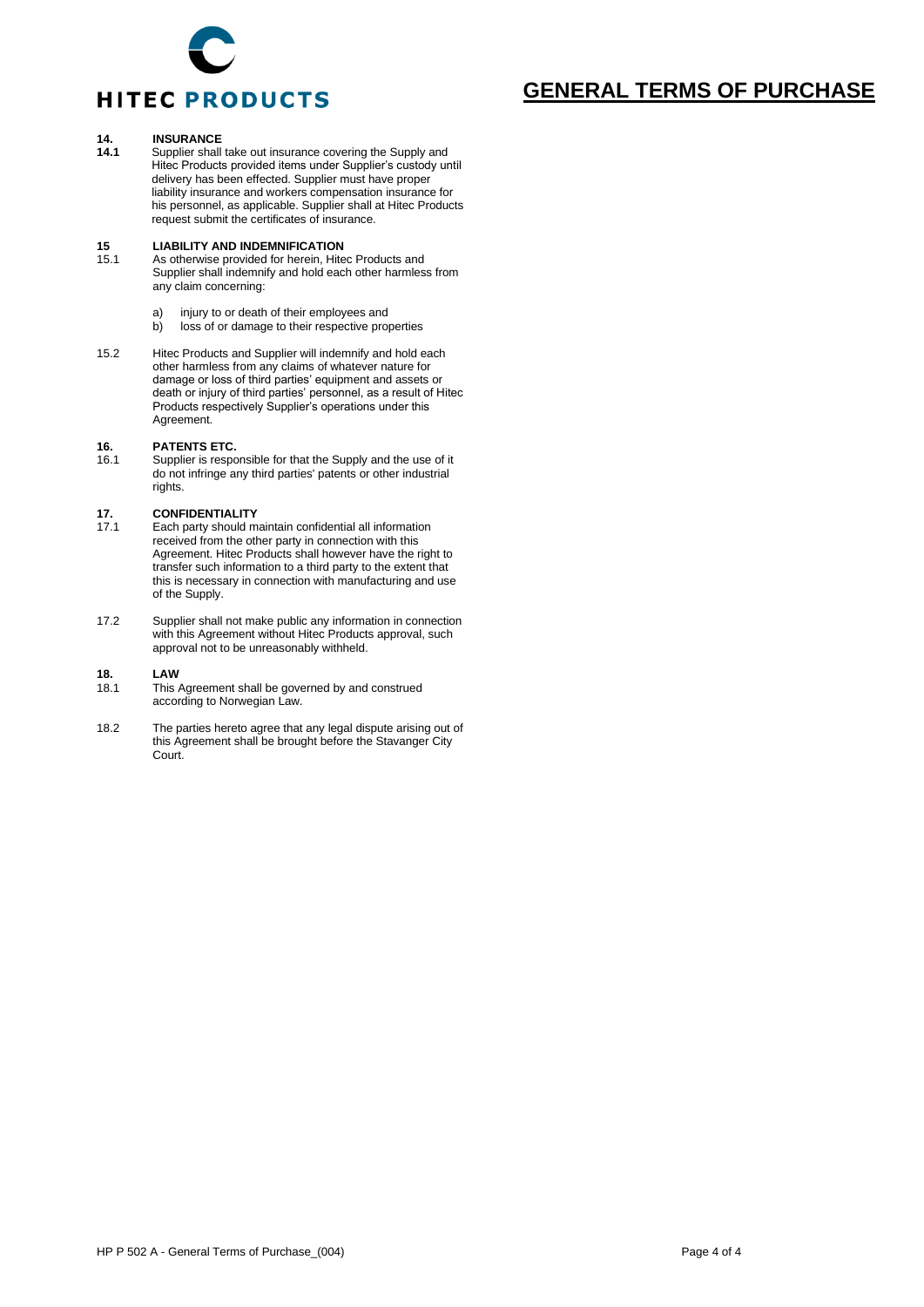# GENERAL TERMS OF PURCHASE

**14. INSURANCE**

**14.1** Supplier shall take out insurance covering the Supply and Hitec Products provided items under Supplier's custody until delivery has been effected. Supplier must have proper liability insurance and workers compensation insurance for his personnel, as applicable. Supplier shall at Hitec Products request submit the certificates of insurance.

**15 LIABILITY AND INDEMNIFICATION**

15.1 As otherwise provided for herein, Hitec Products and Supplier shall indemnify and hold each other harmless from any claim concerning:

a) injury to or death of their employees and
b) loss of or damage to their respective properties

15.2 Hitec Products and Supplier will indemnify and hold each other harmless from any claims of whatever nature for damage or loss of third parties' equipment and assets or death or injury of third parties' personnel, as a result of Hitec Products respectively Supplier's operations under this Agreement.

**16. PATENTS ETC.**

16.1 Supplier is responsible for that the Supply and the use of it do not infringe any third parties' patents or other industrial rights.

**17. CONFIDENTIALITY**

17.1 Each party should maintain confidential all information received from the other party in connection with this Agreement. Hitec Products shall however have the right to transfer such information to a third party to the extent that this is necessary in connection with manufacturing and use of the Supply.

17.2 Supplier shall not make public any information in connection with this Agreement without Hitec Products approval, such approval not to be unreasonably withheld.

**18. LAW**

18.1 This Agreement shall be governed by and construed according to Norwegian Law.

18.2 The parties hereto agree that any legal dispute arising out of this Agreement shall be brought before the Stavanger City Court.